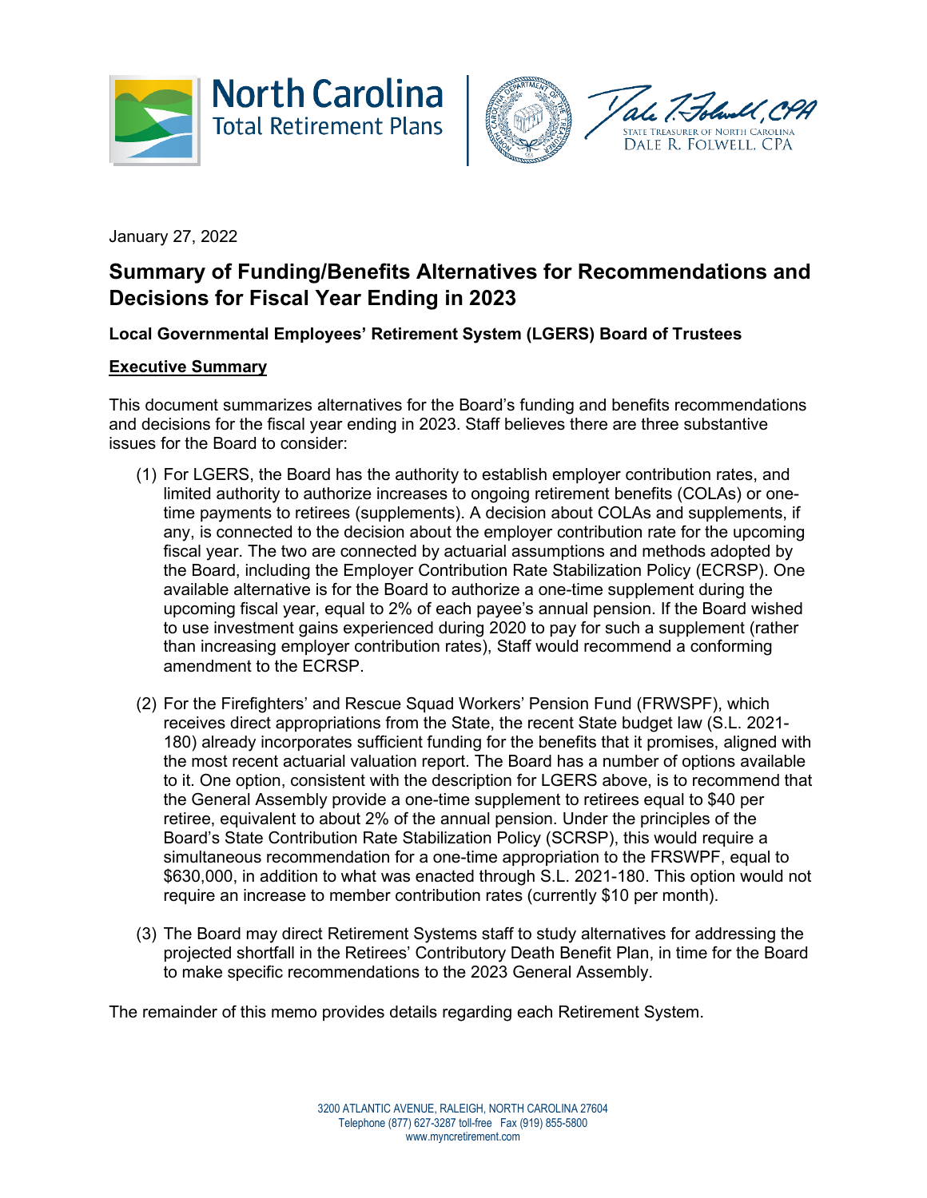North Carolina Total Retirement Plans

STATE TREASURER OF NORTH CAROLINA
DALE R. FOLWELL, CPA

January 27, 2022

# Summary of Funding/Benefits Alternatives for Recommendations and Decisions for Fiscal Year Ending in 2023

**Local Governmental Employees' Retirement System (LGERS) Board of Trustees**

## Executive Summary

This document summarizes alternatives for the Board's funding and benefits recommendations and decisions for the fiscal year ending in 2023. Staff believes there are three substantive issues for the Board to consider:

(1) For LGERS, the Board has the authority to establish employer contribution rates, and limited authority to authorize increases to ongoing retirement benefits (COLAs) or one-time payments to retirees (supplements). A decision about COLAs and supplements, if any, is connected to the decision about the employer contribution rate for the upcoming fiscal year. The two are connected by actuarial assumptions and methods adopted by the Board, including the Employer Contribution Rate Stabilization Policy (ECRSP). One available alternative is for the Board to authorize a one-time supplement during the upcoming fiscal year, equal to 2% of each payee's annual pension. If the Board wished to use investment gains experienced during 2020 to pay for such a supplement (rather than increasing employer contribution rates), Staff would recommend a conforming amendment to the ECRSP.

(2) For the Firefighters' and Rescue Squad Workers' Pension Fund (FRWSPF), which receives direct appropriations from the State, the recent State budget law (S.L. 2021-180) already incorporates sufficient funding for the benefits that it promises, aligned with the most recent actuarial valuation report. The Board has a number of options available to it. One option, consistent with the description for LGERS above, is to recommend that the General Assembly provide a one-time supplement to retirees equal to $40 per retiree, equivalent to about 2% of the annual pension. Under the principles of the Board's State Contribution Rate Stabilization Policy (SCRSP), this would require a simultaneous recommendation for a one-time appropriation to the FRSWPF, equal to $630,000, in addition to what was enacted through S.L. 2021-180. This option would not require an increase to member contribution rates (currently $10 per month).

(3) The Board may direct Retirement Systems staff to study alternatives for addressing the projected shortfall in the Retirees' Contributory Death Benefit Plan, in time for the Board to make specific recommendations to the 2023 General Assembly.

The remainder of this memo provides details regarding each Retirement System.

3200 ATLANTIC AVENUE, RALEIGH, NORTH CAROLINA 27604
Telephone (877) 627-3287 toll-free Fax (919) 855-5800
www.myncretirement.com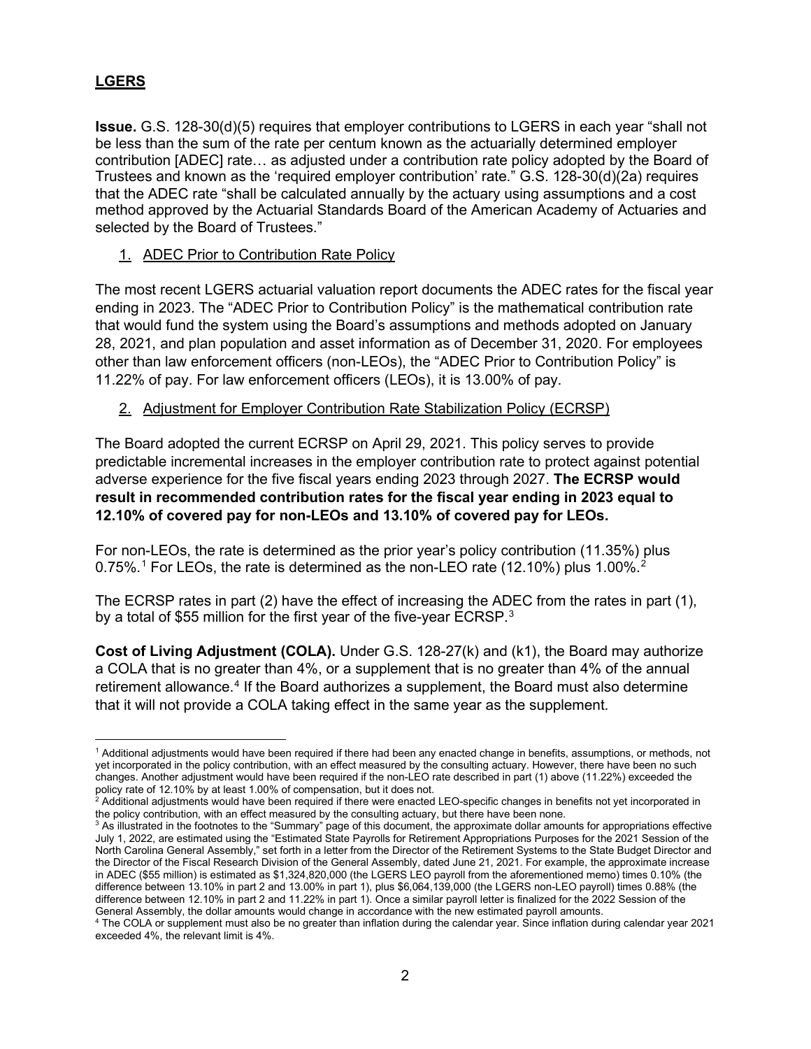## LGERS

**Issue.** G.S. 128-30(d)(5) requires that employer contributions to LGERS in each year "shall not be less than the sum of the rate per centum known as the actuarially determined employer contribution [ADEC] rate… as adjusted under a contribution rate policy adopted by the Board of Trustees and known as the 'required employer contribution' rate." G.S. 128-30(d)(2a) requires that the ADEC rate "shall be calculated annually by the actuary using assumptions and a cost method approved by the Actuarial Standards Board of the American Academy of Actuaries and selected by the Board of Trustees."

1. ADEC Prior to Contribution Rate Policy

The most recent LGERS actuarial valuation report documents the ADEC rates for the fiscal year ending in 2023. The "ADEC Prior to Contribution Policy" is the mathematical contribution rate that would fund the system using the Board's assumptions and methods adopted on January 28, 2021, and plan population and asset information as of December 31, 2020. For employees other than law enforcement officers (non-LEOs), the "ADEC Prior to Contribution Policy" is 11.22% of pay. For law enforcement officers (LEOs), it is 13.00% of pay.

2. Adjustment for Employer Contribution Rate Stabilization Policy (ECRSP)

The Board adopted the current ECRSP on April 29, 2021. This policy serves to provide predictable incremental increases in the employer contribution rate to protect against potential adverse experience for the five fiscal years ending 2023 through 2027. **The ECRSP would result in recommended contribution rates for the fiscal year ending in 2023 equal to 12.10% of covered pay for non-LEOs and 13.10% of covered pay for LEOs.**

For non-LEOs, the rate is determined as the prior year's policy contribution (11.35%) plus 0.75%.[1] For LEOs, the rate is determined as the non-LEO rate (12.10%) plus 1.00%.[2]

The ECRSP rates in part (2) have the effect of increasing the ADEC from the rates in part (1), by a total of $55 million for the first year of the five-year ECRSP.[3]

**Cost of Living Adjustment (COLA).** Under G.S. 128-27(k) and (k1), the Board may authorize a COLA that is no greater than 4%, or a supplement that is no greater than 4% of the annual retirement allowance.[4] If the Board authorizes a supplement, the Board must also determine that it will not provide a COLA taking effect in the same year as the supplement.

---

[1] Additional adjustments would have been required if there had been any enacted change in benefits, assumptions, or methods, not yet incorporated in the policy contribution, with an effect measured by the consulting actuary. However, there have been no such changes. Another adjustment would have been required if the non-LEO rate described in part (1) above (11.22%) exceeded the policy rate of 12.10% by at least 1.00% of compensation, but it does not.

[2] Additional adjustments would have been required if there were enacted LEO-specific changes in benefits not yet incorporated in the policy contribution, with an effect measured by the consulting actuary, but there have been none.

[3] As illustrated in the footnotes to the "Summary" page of this document, the approximate dollar amounts for appropriations effective July 1, 2022, are estimated using the "Estimated State Payrolls for Retirement Appropriations Purposes for the 2021 Session of the North Carolina General Assembly," set forth in a letter from the Director of the Retirement Systems to the State Budget Director and the Director of the Fiscal Research Division of the General Assembly, dated June 21, 2021. For example, the approximate increase in ADEC ($55 million) is estimated as $1,324,820,000 (the LGERS LEO payroll from the aforementioned memo) times 0.10% (the difference between 13.10% in part 2 and 13.00% in part 1), plus $6,064,139,000 (the LGERS non-LEO payroll) times 0.88% (the difference between 12.10% in part 2 and 11.22% in part 1). Once a similar payroll letter is finalized for the 2022 Session of the General Assembly, the dollar amounts would change in accordance with the new estimated payroll amounts.

[4] The COLA or supplement must also be no greater than inflation during the calendar year. Since inflation during calendar year 2021 exceeded 4%, the relevant limit is 4%.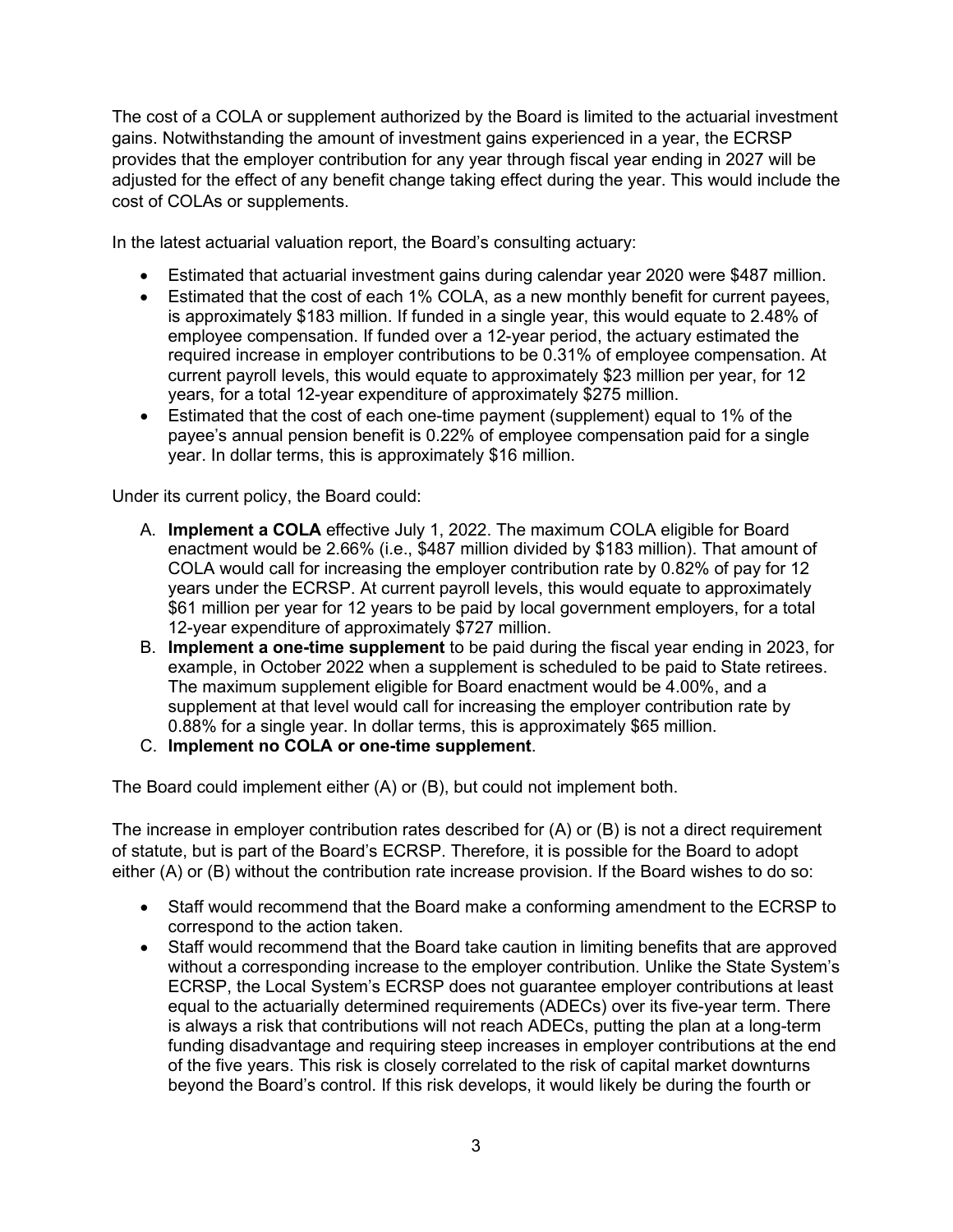The cost of a COLA or supplement authorized by the Board is limited to the actuarial investment gains. Notwithstanding the amount of investment gains experienced in a year, the ECRSP provides that the employer contribution for any year through fiscal year ending in 2027 will be adjusted for the effect of any benefit change taking effect during the year. This would include the cost of COLAs or supplements.

In the latest actuarial valuation report, the Board's consulting actuary:

- Estimated that actuarial investment gains during calendar year 2020 were $487 million.
- Estimated that the cost of each 1% COLA, as a new monthly benefit for current payees, is approximately $183 million. If funded in a single year, this would equate to 2.48% of employee compensation. If funded over a 12-year period, the actuary estimated the required increase in employer contributions to be 0.31% of employee compensation. At current payroll levels, this would equate to approximately $23 million per year, for 12 years, for a total 12-year expenditure of approximately $275 million.
- Estimated that the cost of each one-time payment (supplement) equal to 1% of the payee's annual pension benefit is 0.22% of employee compensation paid for a single year. In dollar terms, this is approximately $16 million.

Under its current policy, the Board could:

A. **Implement a COLA** effective July 1, 2022. The maximum COLA eligible for Board enactment would be 2.66% (i.e., $487 million divided by $183 million). That amount of COLA would call for increasing the employer contribution rate by 0.82% of pay for 12 years under the ECRSP. At current payroll levels, this would equate to approximately $61 million per year for 12 years to be paid by local government employers, for a total 12-year expenditure of approximately $727 million.
B. **Implement a one-time supplement** to be paid during the fiscal year ending in 2023, for example, in October 2022 when a supplement is scheduled to be paid to State retirees. The maximum supplement eligible for Board enactment would be 4.00%, and a supplement at that level would call for increasing the employer contribution rate by 0.88% for a single year. In dollar terms, this is approximately $65 million.
C. **Implement no COLA or one-time supplement**.

The Board could implement either (A) or (B), but could not implement both.

The increase in employer contribution rates described for (A) or (B) is not a direct requirement of statute, but is part of the Board's ECRSP. Therefore, it is possible for the Board to adopt either (A) or (B) without the contribution rate increase provision. If the Board wishes to do so:

- Staff would recommend that the Board make a conforming amendment to the ECRSP to correspond to the action taken.
- Staff would recommend that the Board take caution in limiting benefits that are approved without a corresponding increase to the employer contribution. Unlike the State System's ECRSP, the Local System's ECRSP does not guarantee employer contributions at least equal to the actuarially determined requirements (ADECs) over its five-year term. There is always a risk that contributions will not reach ADECs, putting the plan at a long-term funding disadvantage and requiring steep increases in employer contributions at the end of the five years. This risk is closely correlated to the risk of capital market downturns beyond the Board's control. If this risk develops, it would likely be during the fourth or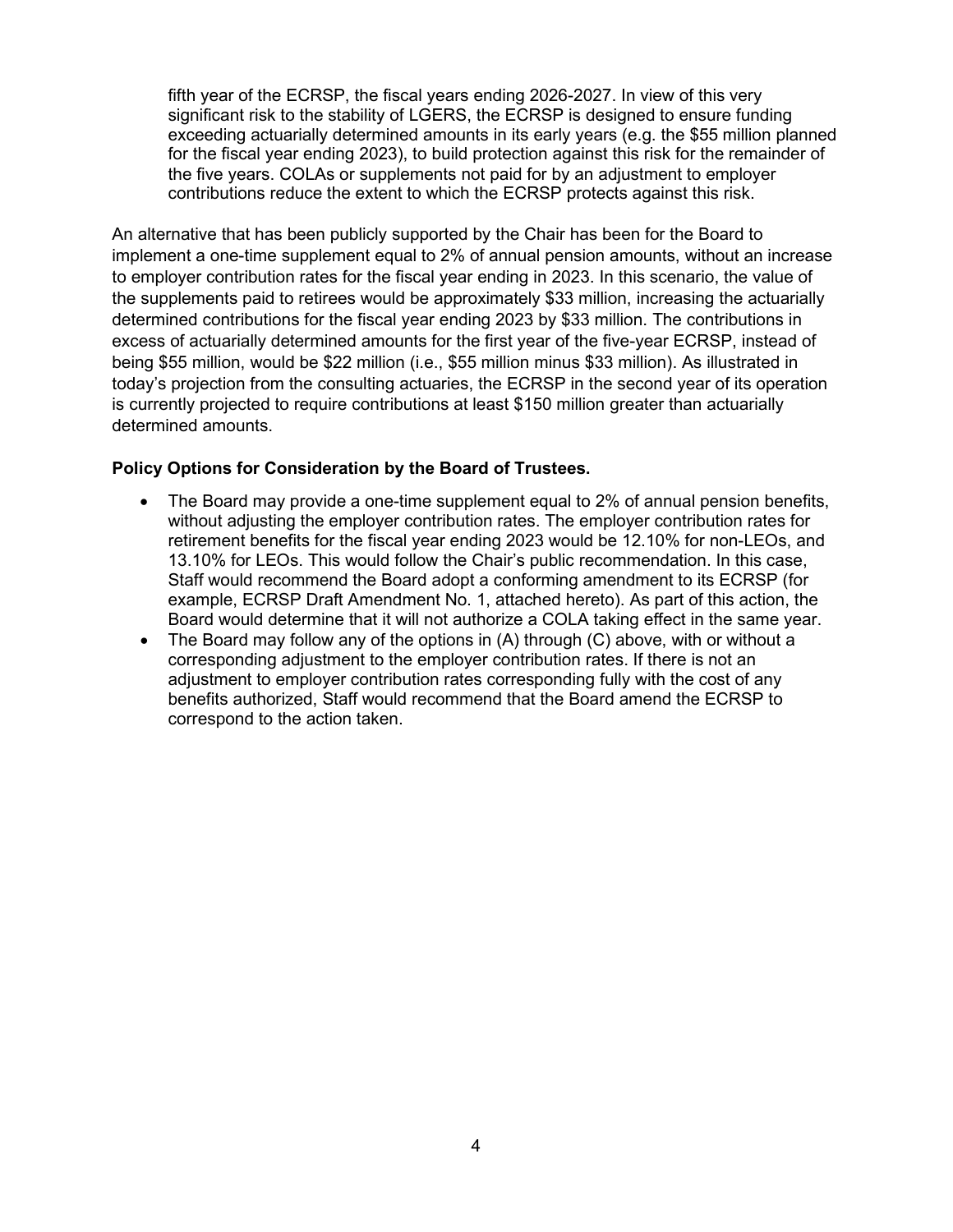fifth year of the ECRSP, the fiscal years ending 2026-2027. In view of this very significant risk to the stability of LGERS, the ECRSP is designed to ensure funding exceeding actuarially determined amounts in its early years (e.g. the $55 million planned for the fiscal year ending 2023), to build protection against this risk for the remainder of the five years. COLAs or supplements not paid for by an adjustment to employer contributions reduce the extent to which the ECRSP protects against this risk.

An alternative that has been publicly supported by the Chair has been for the Board to implement a one-time supplement equal to 2% of annual pension amounts, without an increase to employer contribution rates for the fiscal year ending in 2023. In this scenario, the value of the supplements paid to retirees would be approximately $33 million, increasing the actuarially determined contributions for the fiscal year ending 2023 by $33 million. The contributions in excess of actuarially determined amounts for the first year of the five-year ECRSP, instead of being $55 million, would be $22 million (i.e., $55 million minus $33 million). As illustrated in today's projection from the consulting actuaries, the ECRSP in the second year of its operation is currently projected to require contributions at least $150 million greater than actuarially determined amounts.

**Policy Options for Consideration by the Board of Trustees.**

- The Board may provide a one-time supplement equal to 2% of annual pension benefits, without adjusting the employer contribution rates. The employer contribution rates for retirement benefits for the fiscal year ending 2023 would be 12.10% for non-LEOs, and 13.10% for LEOs. This would follow the Chair's public recommendation. In this case, Staff would recommend the Board adopt a conforming amendment to its ECRSP (for example, ECRSP Draft Amendment No. 1, attached hereto). As part of this action, the Board would determine that it will not authorize a COLA taking effect in the same year.
- The Board may follow any of the options in (A) through (C) above, with or without a corresponding adjustment to the employer contribution rates. If there is not an adjustment to employer contribution rates corresponding fully with the cost of any benefits authorized, Staff would recommend that the Board amend the ECRSP to correspond to the action taken.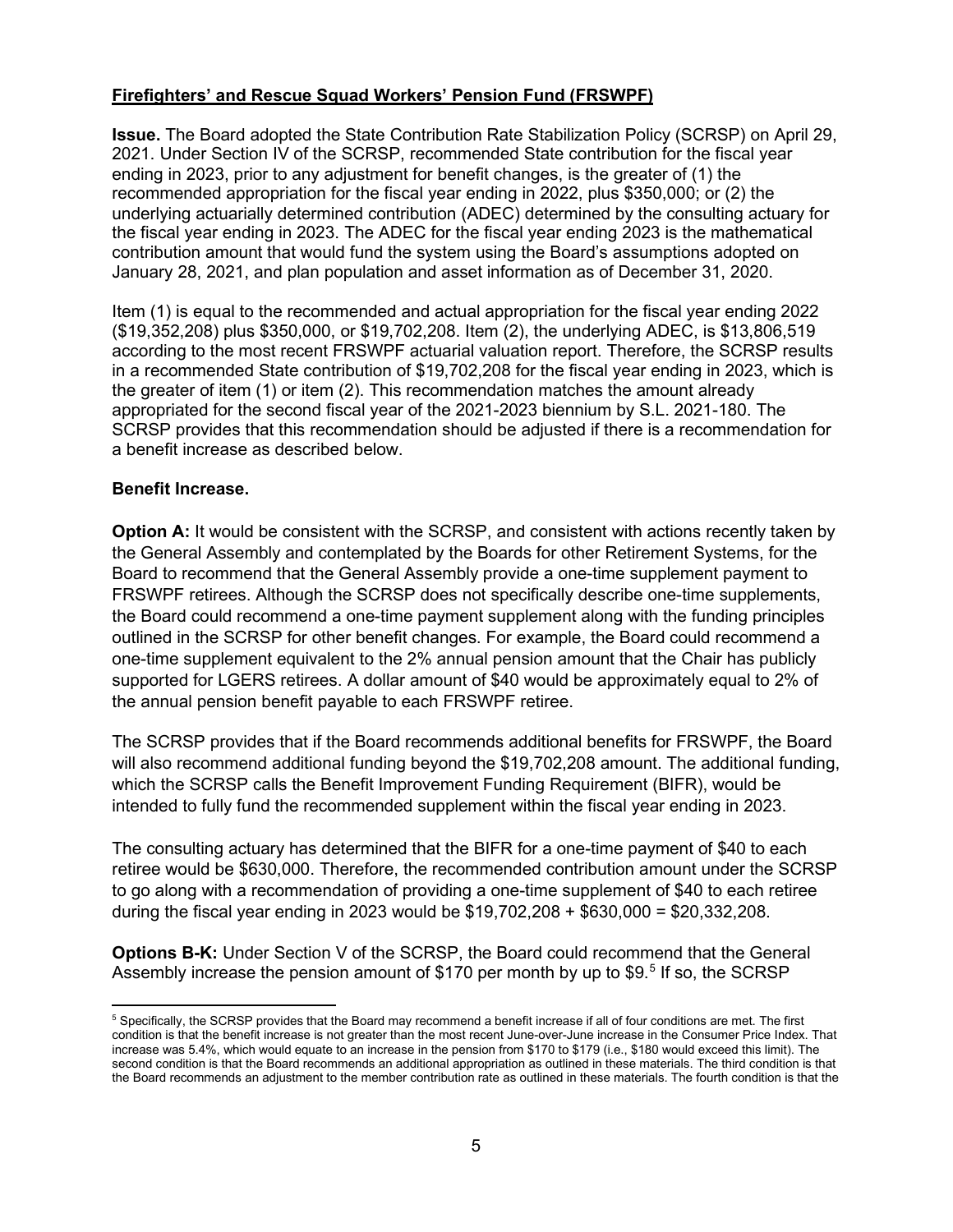**Firefighters' and Rescue Squad Workers' Pension Fund (FRSWPF)**

**Issue.** The Board adopted the State Contribution Rate Stabilization Policy (SCRSP) on April 29, 2021. Under Section IV of the SCRSP, recommended State contribution for the fiscal year ending in 2023, prior to any adjustment for benefit changes, is the greater of (1) the recommended appropriation for the fiscal year ending in 2022, plus $350,000; or (2) the underlying actuarially determined contribution (ADEC) determined by the consulting actuary for the fiscal year ending in 2023. The ADEC for the fiscal year ending 2023 is the mathematical contribution amount that would fund the system using the Board's assumptions adopted on January 28, 2021, and plan population and asset information as of December 31, 2020.

Item (1) is equal to the recommended and actual appropriation for the fiscal year ending 2022 ($19,352,208) plus $350,000, or $19,702,208. Item (2), the underlying ADEC, is $13,806,519 according to the most recent FRSWPF actuarial valuation report. Therefore, the SCRSP results in a recommended State contribution of $19,702,208 for the fiscal year ending in 2023, which is the greater of item (1) or item (2). This recommendation matches the amount already appropriated for the second fiscal year of the 2021-2023 biennium by S.L. 2021-180. The SCRSP provides that this recommendation should be adjusted if there is a recommendation for a benefit increase as described below.

**Benefit Increase.**

**Option A:** It would be consistent with the SCRSP, and consistent with actions recently taken by the General Assembly and contemplated by the Boards for other Retirement Systems, for the Board to recommend that the General Assembly provide a one-time supplement payment to FRSWPF retirees. Although the SCRSP does not specifically describe one-time supplements, the Board could recommend a one-time payment supplement along with the funding principles outlined in the SCRSP for other benefit changes. For example, the Board could recommend a one-time supplement equivalent to the 2% annual pension amount that the Chair has publicly supported for LGERS retirees. A dollar amount of $40 would be approximately equal to 2% of the annual pension benefit payable to each FRSWPF retiree.

The SCRSP provides that if the Board recommends additional benefits for FRSWPF, the Board will also recommend additional funding beyond the $19,702,208 amount. The additional funding, which the SCRSP calls the Benefit Improvement Funding Requirement (BIFR), would be intended to fully fund the recommended supplement within the fiscal year ending in 2023.

The consulting actuary has determined that the BIFR for a one-time payment of $40 to each retiree would be $630,000. Therefore, the recommended contribution amount under the SCRSP to go along with a recommendation of providing a one-time supplement of $40 to each retiree during the fiscal year ending in 2023 would be $19,702,208 + $630,000 = $20,332,208.

**Options B-K:** Under Section V of the SCRSP, the Board could recommend that the General Assembly increase the pension amount of $170 per month by up to $9.[5] If so, the SCRSP

[5] Specifically, the SCRSP provides that the Board may recommend a benefit increase if all of four conditions are met. The first condition is that the benefit increase is not greater than the most recent June-over-June increase in the Consumer Price Index. That increase was 5.4%, which would equate to an increase in the pension from $170 to $179 (i.e., $180 would exceed this limit). The second condition is that the Board recommends an additional appropriation as outlined in these materials. The third condition is that the Board recommends an adjustment to the member contribution rate as outlined in these materials. The fourth condition is that the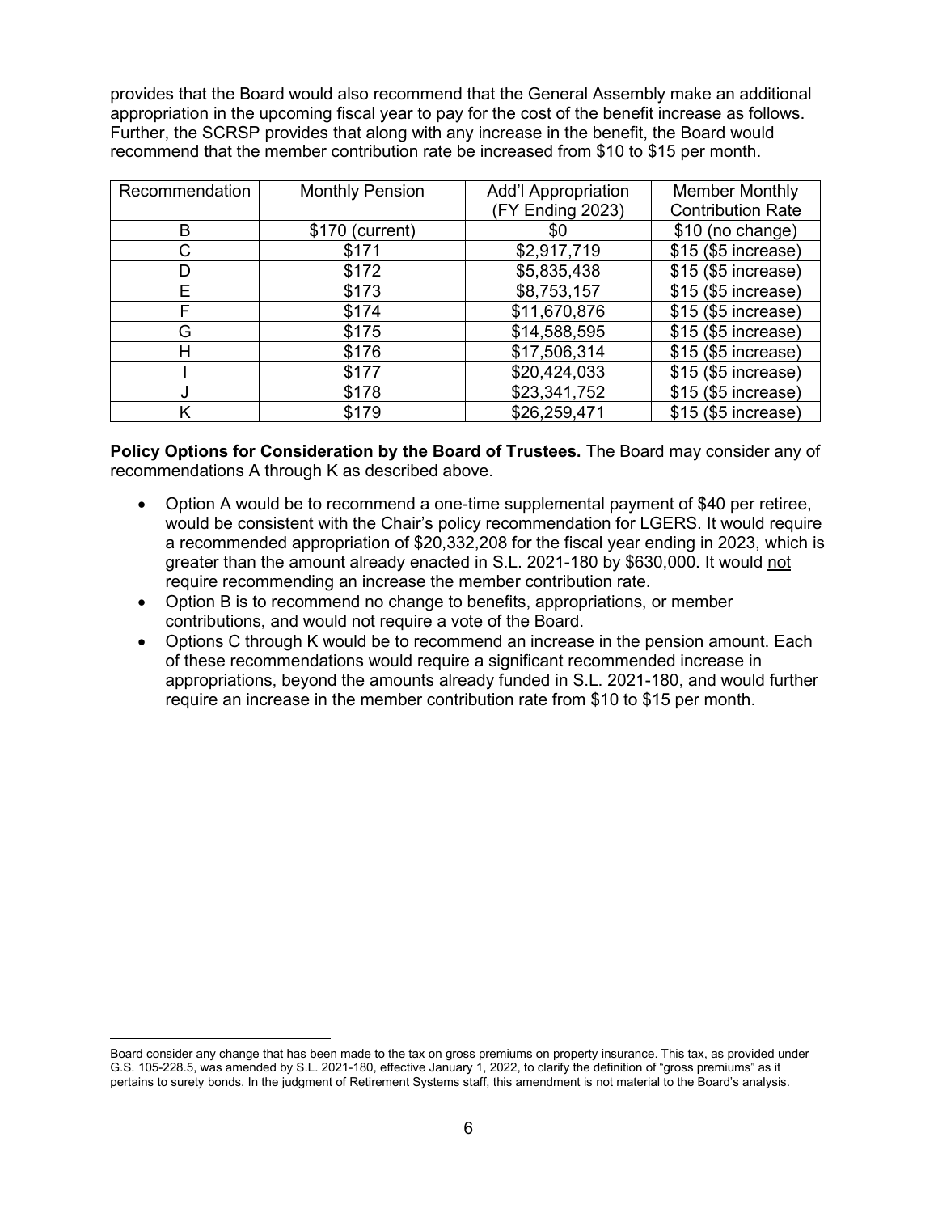provides that the Board would also recommend that the General Assembly make an additional appropriation in the upcoming fiscal year to pay for the cost of the benefit increase as follows. Further, the SCRSP provides that along with any increase in the benefit, the Board would recommend that the member contribution rate be increased from $10 to $15 per month.

| Recommendation | Monthly Pension | Add'l Appropriation (FY Ending 2023) | Member Monthly Contribution Rate |
|---|---|---|---|
| B | $170 (current) | $0 | $10 (no change) |
| C | $171 | $2,917,719 | $15 ($5 increase) |
| D | $172 | $5,835,438 | $15 ($5 increase) |
| E | $173 | $8,753,157 | $15 ($5 increase) |
| F | $174 | $11,670,876 | $15 ($5 increase) |
| G | $175 | $14,588,595 | $15 ($5 increase) |
| H | $176 | $17,506,314 | $15 ($5 increase) |
| I | $177 | $20,424,033 | $15 ($5 increase) |
| J | $178 | $23,341,752 | $15 ($5 increase) |
| K | $179 | $26,259,471 | $15 ($5 increase) |

**Policy Options for Consideration by the Board of Trustees.** The Board may consider any of recommendations A through K as described above.

- Option A would be to recommend a one-time supplemental payment of $40 per retiree, would be consistent with the Chair's policy recommendation for LGERS. It would require a recommended appropriation of $20,332,208 for the fiscal year ending in 2023, which is greater than the amount already enacted in S.L. 2021-180 by $630,000. It would not require recommending an increase the member contribution rate.
- Option B is to recommend no change to benefits, appropriations, or member contributions, and would not require a vote of the Board.
- Options C through K would be to recommend an increase in the pension amount. Each of these recommendations would require a significant recommended increase in appropriations, beyond the amounts already funded in S.L. 2021-180, and would further require an increase in the member contribution rate from $10 to $15 per month.

---

Board consider any change that has been made to the tax on gross premiums on property insurance. This tax, as provided under G.S. 105-228.5, was amended by S.L. 2021-180, effective January 1, 2022, to clarify the definition of "gross premiums" as it pertains to surety bonds. In the judgment of Retirement Systems staff, this amendment is not material to the Board's analysis.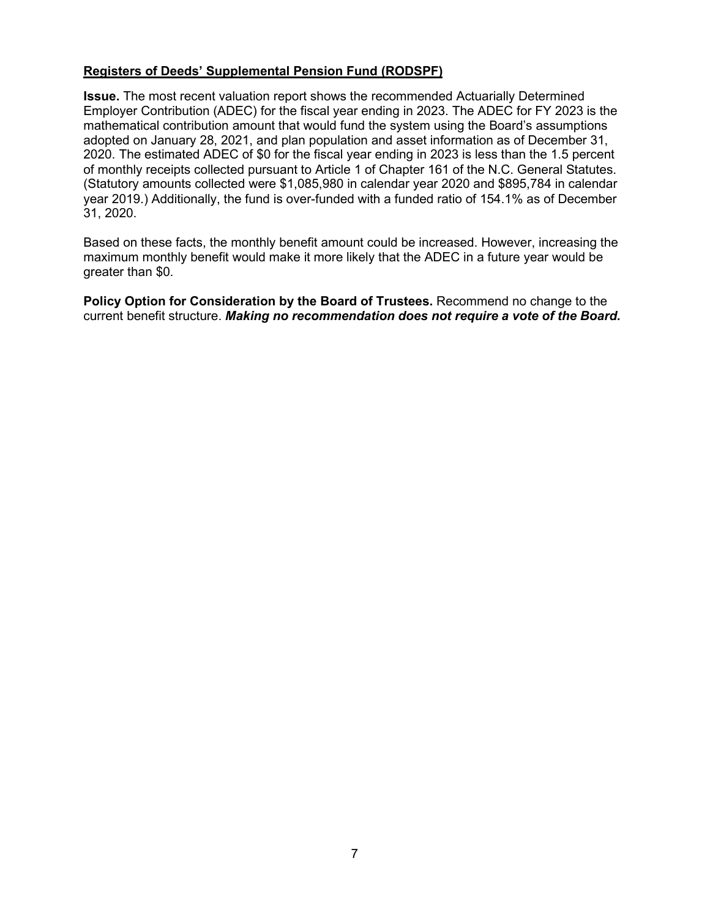## Registers of Deeds' Supplemental Pension Fund (RODSPF)

**Issue.** The most recent valuation report shows the recommended Actuarially Determined Employer Contribution (ADEC) for the fiscal year ending in 2023. The ADEC for FY 2023 is the mathematical contribution amount that would fund the system using the Board's assumptions adopted on January 28, 2021, and plan population and asset information as of December 31, 2020. The estimated ADEC of $0 for the fiscal year ending in 2023 is less than the 1.5 percent of monthly receipts collected pursuant to Article 1 of Chapter 161 of the N.C. General Statutes. (Statutory amounts collected were $1,085,980 in calendar year 2020 and $895,784 in calendar year 2019.) Additionally, the fund is over-funded with a funded ratio of 154.1% as of December 31, 2020.

Based on these facts, the monthly benefit amount could be increased. However, increasing the maximum monthly benefit would make it more likely that the ADEC in a future year would be greater than $0.

**Policy Option for Consideration by the Board of Trustees.** Recommend no change to the current benefit structure. ***Making no recommendation does not require a vote of the Board.***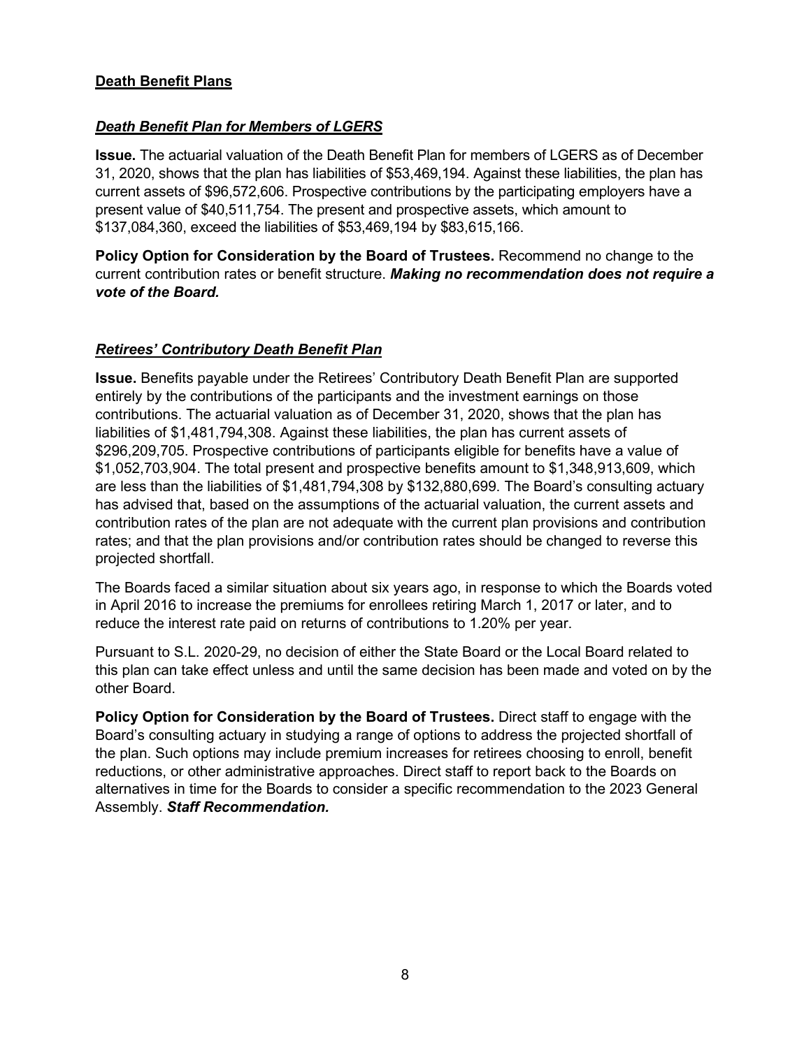## Death Benefit Plans

### ***Death Benefit Plan for Members of LGERS***

**Issue.** The actuarial valuation of the Death Benefit Plan for members of LGERS as of December 31, 2020, shows that the plan has liabilities of $53,469,194. Against these liabilities, the plan has current assets of $96,572,606. Prospective contributions by the participating employers have a present value of $40,511,754. The present and prospective assets, which amount to $137,084,360, exceed the liabilities of $53,469,194 by $83,615,166.

**Policy Option for Consideration by the Board of Trustees.** Recommend no change to the current contribution rates or benefit structure. ***Making no recommendation does not require a vote of the Board.***

### ***Retirees' Contributory Death Benefit Plan***

**Issue.** Benefits payable under the Retirees' Contributory Death Benefit Plan are supported entirely by the contributions of the participants and the investment earnings on those contributions. The actuarial valuation as of December 31, 2020, shows that the plan has liabilities of $1,481,794,308. Against these liabilities, the plan has current assets of $296,209,705. Prospective contributions of participants eligible for benefits have a value of $1,052,703,904. The total present and prospective benefits amount to $1,348,913,609, which are less than the liabilities of $1,481,794,308 by $132,880,699. The Board's consulting actuary has advised that, based on the assumptions of the actuarial valuation, the current assets and contribution rates of the plan are not adequate with the current plan provisions and contribution rates; and that the plan provisions and/or contribution rates should be changed to reverse this projected shortfall.

The Boards faced a similar situation about six years ago, in response to which the Boards voted in April 2016 to increase the premiums for enrollees retiring March 1, 2017 or later, and to reduce the interest rate paid on returns of contributions to 1.20% per year.

Pursuant to S.L. 2020-29, no decision of either the State Board or the Local Board related to this plan can take effect unless and until the same decision has been made and voted on by the other Board.

**Policy Option for Consideration by the Board of Trustees.** Direct staff to engage with the Board's consulting actuary in studying a range of options to address the projected shortfall of the plan. Such options may include premium increases for retirees choosing to enroll, benefit reductions, or other administrative approaches. Direct staff to report back to the Boards on alternatives in time for the Boards to consider a specific recommendation to the 2023 General Assembly. ***Staff Recommendation.***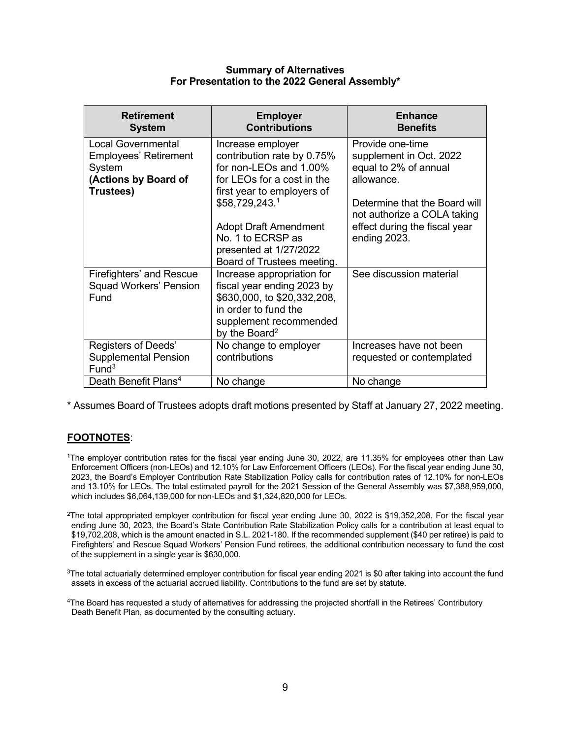**Summary of Alternatives**
**For Presentation to the 2022 General Assembly***

| Retirement System | Employer Contributions | Enhance Benefits |
|---|---|---|
| Local Governmental Employees' Retirement System **(Actions by Board of Trustees)** | Increase employer contribution rate by 0.75% for non-LEOs and 1.00% for LEOs for a cost in the first year to employers of $58,729,243.[1]<br><br>Adopt Draft Amendment No. 1 to ECRSP as presented at 1/27/2022 Board of Trustees meeting. | Provide one-time supplement in Oct. 2022 equal to 2% of annual allowance.<br><br>Determine that the Board will not authorize a COLA taking effect during the fiscal year ending 2023. |
| Firefighters' and Rescue Squad Workers' Pension Fund | Increase appropriation for fiscal year ending 2023 by $630,000, to $20,332,208, in order to fund the supplement recommended by the Board[2] | See discussion material |
| Registers of Deeds' Supplemental Pension Fund[3] | No change to employer contributions | Increases have not been requested or contemplated |
| Death Benefit Plans[4] | No change | No change |

* Assumes Board of Trustees adopts draft motions presented by Staff at January 27, 2022 meeting.

**FOOTNOTES**:

[1]The employer contribution rates for the fiscal year ending June 30, 2022, are 11.35% for employees other than Law Enforcement Officers (non-LEOs) and 12.10% for Law Enforcement Officers (LEOs). For the fiscal year ending June 30, 2023, the Board's Employer Contribution Rate Stabilization Policy calls for contribution rates of 12.10% for non-LEOs and 13.10% for LEOs. The total estimated payroll for the 2021 Session of the General Assembly was $7,388,959,000, which includes $6,064,139,000 for non-LEOs and $1,324,820,000 for LEOs.

[2]The total appropriated employer contribution for fiscal year ending June 30, 2022 is $19,352,208. For the fiscal year ending June 30, 2023, the Board's State Contribution Rate Stabilization Policy calls for a contribution at least equal to $19,702,208, which is the amount enacted in S.L. 2021-180. If the recommended supplement ($40 per retiree) is paid to Firefighters' and Rescue Squad Workers' Pension Fund retirees, the additional contribution necessary to fund the cost of the supplement in a single year is $630,000.

[3]The total actuarially determined employer contribution for fiscal year ending 2021 is $0 after taking into account the fund assets in excess of the actuarial accrued liability. Contributions to the fund are set by statute.

[4]The Board has requested a study of alternatives for addressing the projected shortfall in the Retirees' Contributory Death Benefit Plan, as documented by the consulting actuary.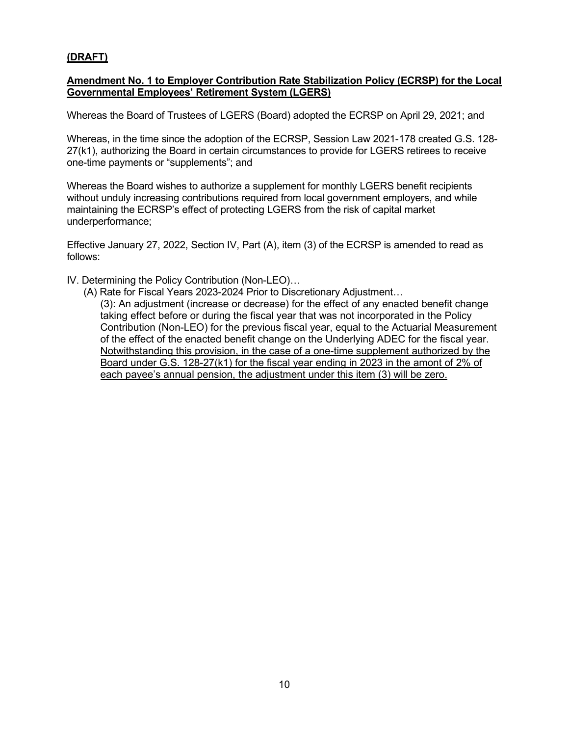**(DRAFT)**

**Amendment No. 1 to Employer Contribution Rate Stabilization Policy (ECRSP) for the Local Governmental Employees' Retirement System (LGERS)**

Whereas the Board of Trustees of LGERS (Board) adopted the ECRSP on April 29, 2021; and

Whereas, in the time since the adoption of the ECRSP, Session Law 2021-178 created G.S. 128-27(k1), authorizing the Board in certain circumstances to provide for LGERS retirees to receive one-time payments or "supplements"; and

Whereas the Board wishes to authorize a supplement for monthly LGERS benefit recipients without unduly increasing contributions required from local government employers, and while maintaining the ECRSP's effect of protecting LGERS from the risk of capital market underperformance;

Effective January 27, 2022, Section IV, Part (A), item (3) of the ECRSP is amended to read as follows:

IV. Determining the Policy Contribution (Non-LEO)…

(A) Rate for Fiscal Years 2023-2024 Prior to Discretionary Adjustment…

(3): An adjustment (increase or decrease) for the effect of any enacted benefit change taking effect before or during the fiscal year that was not incorporated in the Policy Contribution (Non-LEO) for the previous fiscal year, equal to the Actuarial Measurement of the effect of the enacted benefit change on the Underlying ADEC for the fiscal year. <u>Notwithstanding this provision, in the case of a one-time supplement authorized by the Board under G.S. 128-27(k1) for the fiscal year ending in 2023 in the amont of 2% of each payee's annual pension, the adjustment under this item (3) will be zero.</u>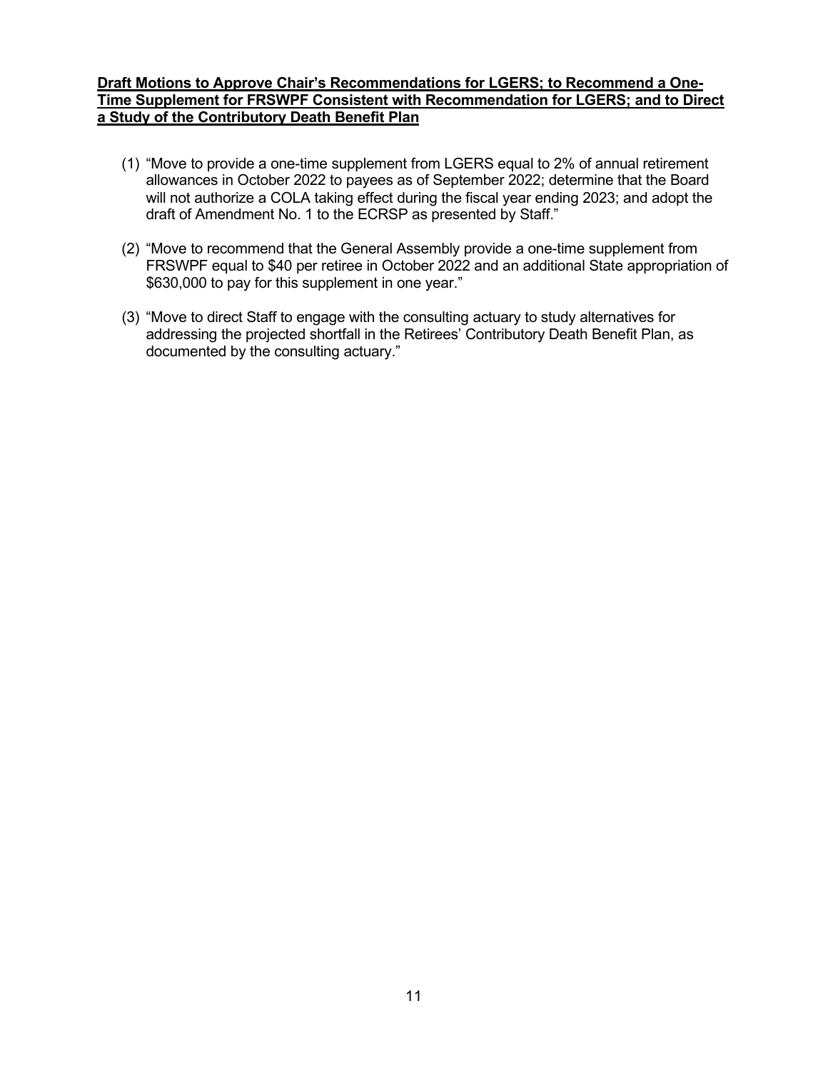**Draft Motions to Approve Chair's Recommendations for LGERS; to Recommend a One-Time Supplement for FRSWPF Consistent with Recommendation for LGERS; and to Direct a Study of the Contributory Death Benefit Plan**

(1) "Move to provide a one-time supplement from LGERS equal to 2% of annual retirement allowances in October 2022 to payees as of September 2022; determine that the Board will not authorize a COLA taking effect during the fiscal year ending 2023; and adopt the draft of Amendment No. 1 to the ECRSP as presented by Staff."

(2) "Move to recommend that the General Assembly provide a one-time supplement from FRSWPF equal to $40 per retiree in October 2022 and an additional State appropriation of $630,000 to pay for this supplement in one year."

(3) "Move to direct Staff to engage with the consulting actuary to study alternatives for addressing the projected shortfall in the Retirees' Contributory Death Benefit Plan, as documented by the consulting actuary."